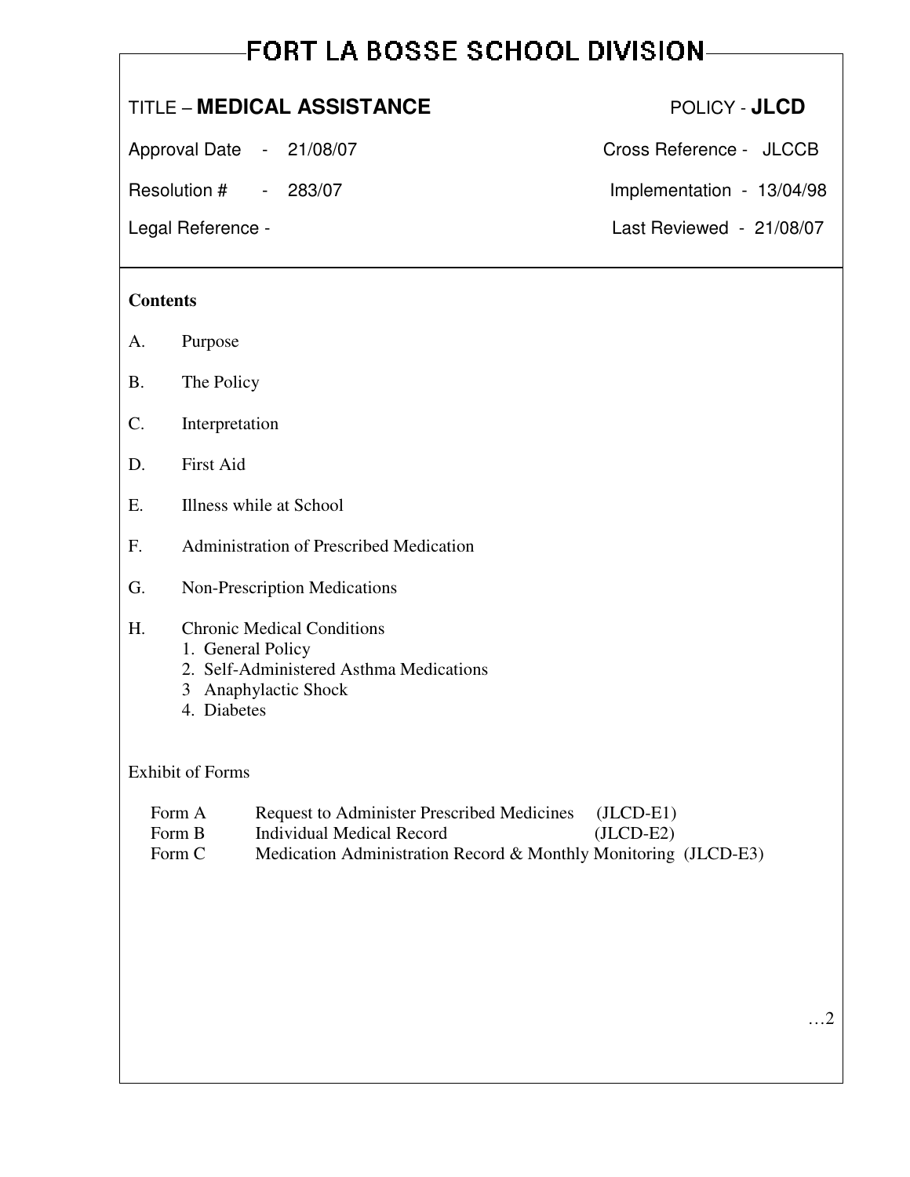# FORT LA BOSSE SCHOOL DIVISION

TITLE – **MEDICAL ASSISTANCE** POLICY - **JLCD**

Approval Date - 21/08/07 Cross Reference - JLCCB

Resolution # - 283/07 Implementation - 13/04/98

Legal Reference - Last Reviewed - 21/08/07

**Contents**

A. Purpose

B. The Policy

C. Interpretation

D. First Aid

E. Illness while at School

F. Administration of Prescribed Medication

G. Non-Prescription Medications

H. Chronic Medical Conditions
   1. General Policy
   2. Self-Administered Asthma Medications
   3 Anaphylactic Shock
   4. Diabetes

Exhibit of Forms

| | | |
|---|---|---|
| Form A | Request to Administer Prescribed Medicines | (JLCD-E1) |
| Form B | Individual Medical Record | (JLCD-E2) |
| Form C | Medication Administration Record & Monthly Monitoring | (JLCD-E3) |

…2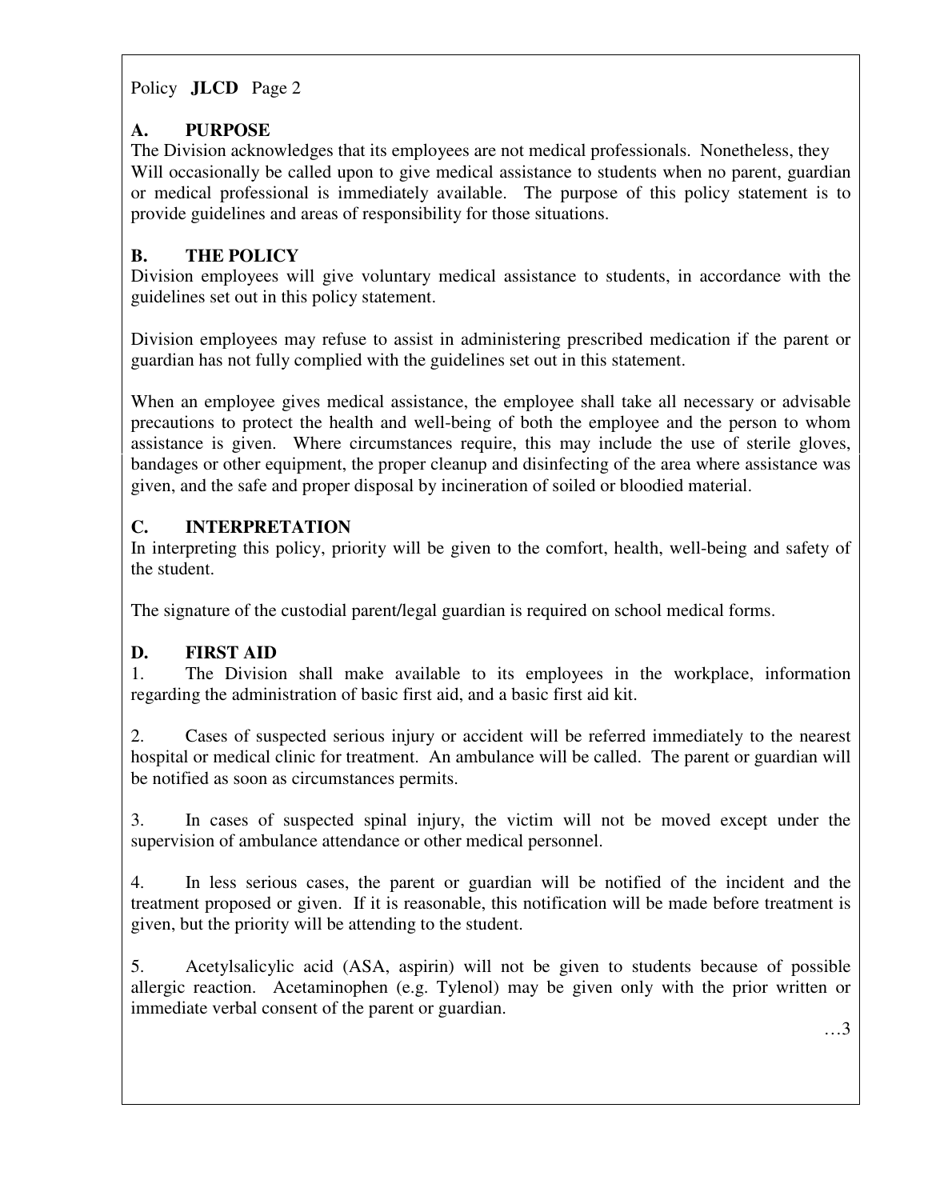## A. PURPOSE

The Division acknowledges that its employees are not medical professionals. Nonetheless, they Will occasionally be called upon to give medical assistance to students when no parent, guardian or medical professional is immediately available. The purpose of this policy statement is to provide guidelines and areas of responsibility for those situations.

## B. THE POLICY

Division employees will give voluntary medical assistance to students, in accordance with the guidelines set out in this policy statement.

Division employees may refuse to assist in administering prescribed medication if the parent or guardian has not fully complied with the guidelines set out in this statement.

When an employee gives medical assistance, the employee shall take all necessary or advisable precautions to protect the health and well-being of both the employee and the person to whom assistance is given. Where circumstances require, this may include the use of sterile gloves, bandages or other equipment, the proper cleanup and disinfecting of the area where assistance was given, and the safe and proper disposal by incineration of soiled or bloodied material.

## C. INTERPRETATION

In interpreting this policy, priority will be given to the comfort, health, well-being and safety of the student.

The signature of the custodial parent/legal guardian is required on school medical forms.

## D. FIRST AID

1. The Division shall make available to its employees in the workplace, information regarding the administration of basic first aid, and a basic first aid kit.

2. Cases of suspected serious injury or accident will be referred immediately to the nearest hospital or medical clinic for treatment. An ambulance will be called. The parent or guardian will be notified as soon as circumstances permits.

3. In cases of suspected spinal injury, the victim will not be moved except under the supervision of ambulance attendance or other medical personnel.

4. In less serious cases, the parent or guardian will be notified of the incident and the treatment proposed or given. If it is reasonable, this notification will be made before treatment is given, but the priority will be attending to the student.

5. Acetylsalicylic acid (ASA, aspirin) will not be given to students because of possible allergic reaction. Acetaminophen (e.g. Tylenol) may be given only with the prior written or immediate verbal consent of the parent or guardian.

…3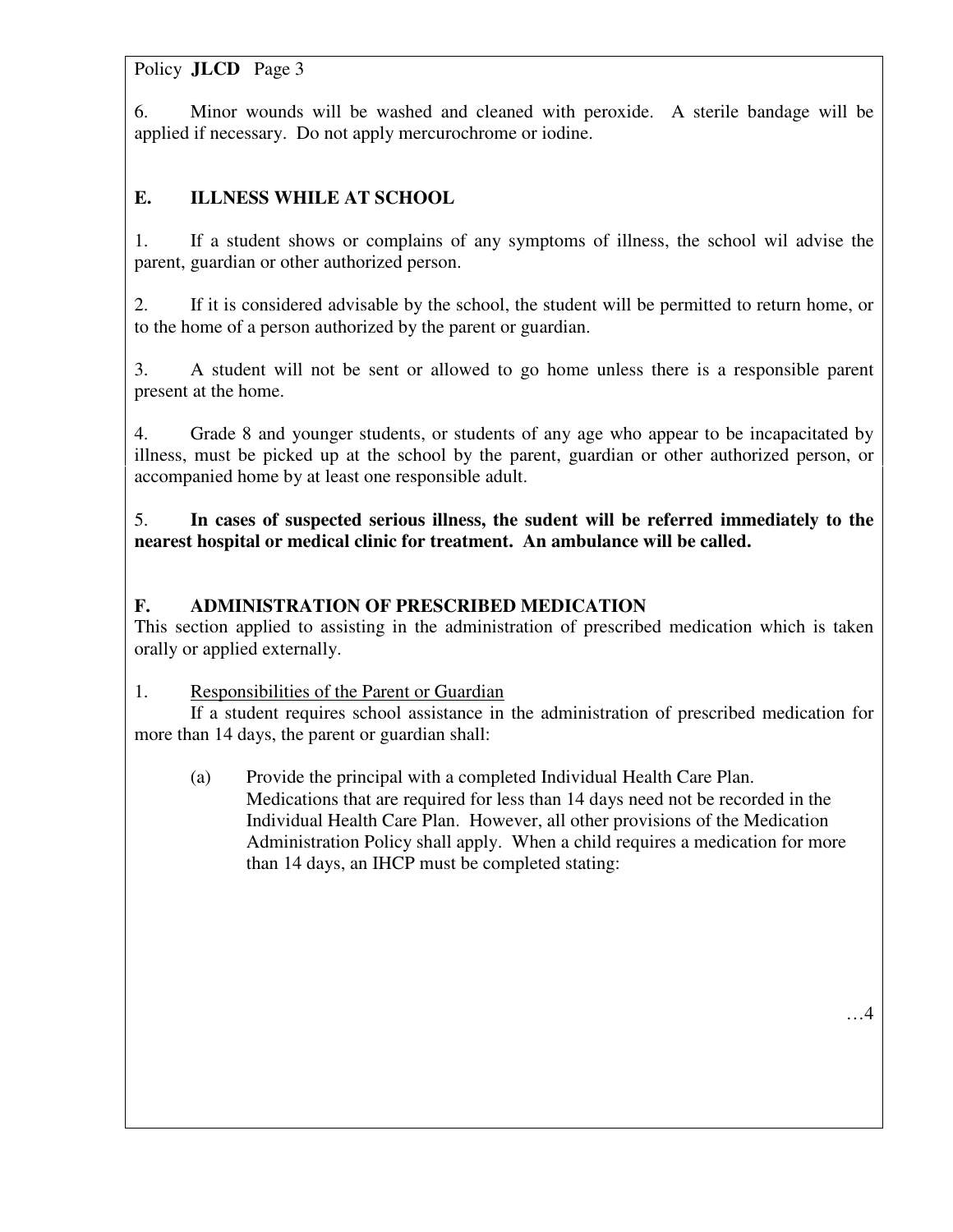6. Minor wounds will be washed and cleaned with peroxide. A sterile bandage will be applied if necessary. Do not apply mercurochrome or iodine.

## E. ILLNESS WHILE AT SCHOOL

1. If a student shows or complains of any symptoms of illness, the school wil advise the parent, guardian or other authorized person.

2. If it is considered advisable by the school, the student will be permitted to return home, or to the home of a person authorized by the parent or guardian.

3. A student will not be sent or allowed to go home unless there is a responsible parent present at the home.

4. Grade 8 and younger students, or students of any age who appear to be incapacitated by illness, must be picked up at the school by the parent, guardian or other authorized person, or accompanied home by at least one responsible adult.

5. **In cases of suspected serious illness, the sudent will be referred immediately to the nearest hospital or medical clinic for treatment. An ambulance will be called.**

## F. ADMINISTRATION OF PRESCRIBED MEDICATION

This section applied to assisting in the administration of prescribed medication which is taken orally or applied externally.

1. Responsibilities of the Parent or Guardian

If a student requires school assistance in the administration of prescribed medication for more than 14 days, the parent or guardian shall:

(a) Provide the principal with a completed Individual Health Care Plan. Medications that are required for less than 14 days need not be recorded in the Individual Health Care Plan. However, all other provisions of the Medication Administration Policy shall apply. When a child requires a medication for more than 14 days, an IHCP must be completed stating: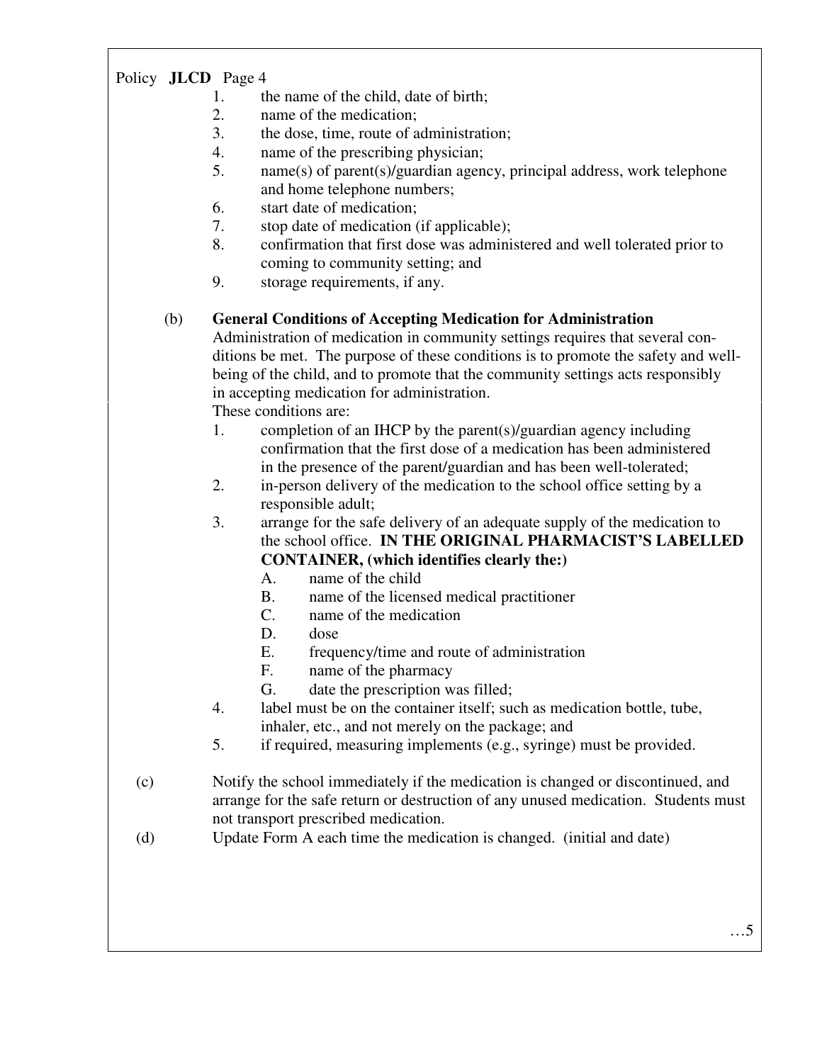1. the name of the child, date of birth;
2. name of the medication;
3. the dose, time, route of administration;
4. name of the prescribing physician;
5. name(s) of parent(s)/guardian agency, principal address, work telephone and home telephone numbers;
6. start date of medication;
7. stop date of medication (if applicable);
8. confirmation that first dose was administered and well tolerated prior to coming to community setting; and
9. storage requirements, if any.

(b) **General Conditions of Accepting Medication for Administration**

Administration of medication in community settings requires that several conditions be met. The purpose of these conditions is to promote the safety and well-being of the child, and to promote that the community settings acts responsibly in accepting medication for administration.

These conditions are:

1. completion of an IHCP by the parent(s)/guardian agency including confirmation that the first dose of a medication has been administered in the presence of the parent/guardian and has been well-tolerated;
2. in-person delivery of the medication to the school office setting by a responsible adult;
3. arrange for the safe delivery of an adequate supply of the medication to the school office. **IN THE ORIGINAL PHARMACIST'S LABELLED CONTAINER, (which identifies clearly the:)**
   - A. name of the child
   - B. name of the licensed medical practitioner
   - C. name of the medication
   - D. dose
   - E. frequency/time and route of administration
   - F. name of the pharmacy
   - G. date the prescription was filled;
4. label must be on the container itself; such as medication bottle, tube, inhaler, etc., and not merely on the package; and
5. if required, measuring implements (e.g., syringe) must be provided.

(c) Notify the school immediately if the medication is changed or discontinued, and arrange for the safe return or destruction of any unused medication. Students must not transport prescribed medication.

(d) Update Form A each time the medication is changed. (initial and date)

…5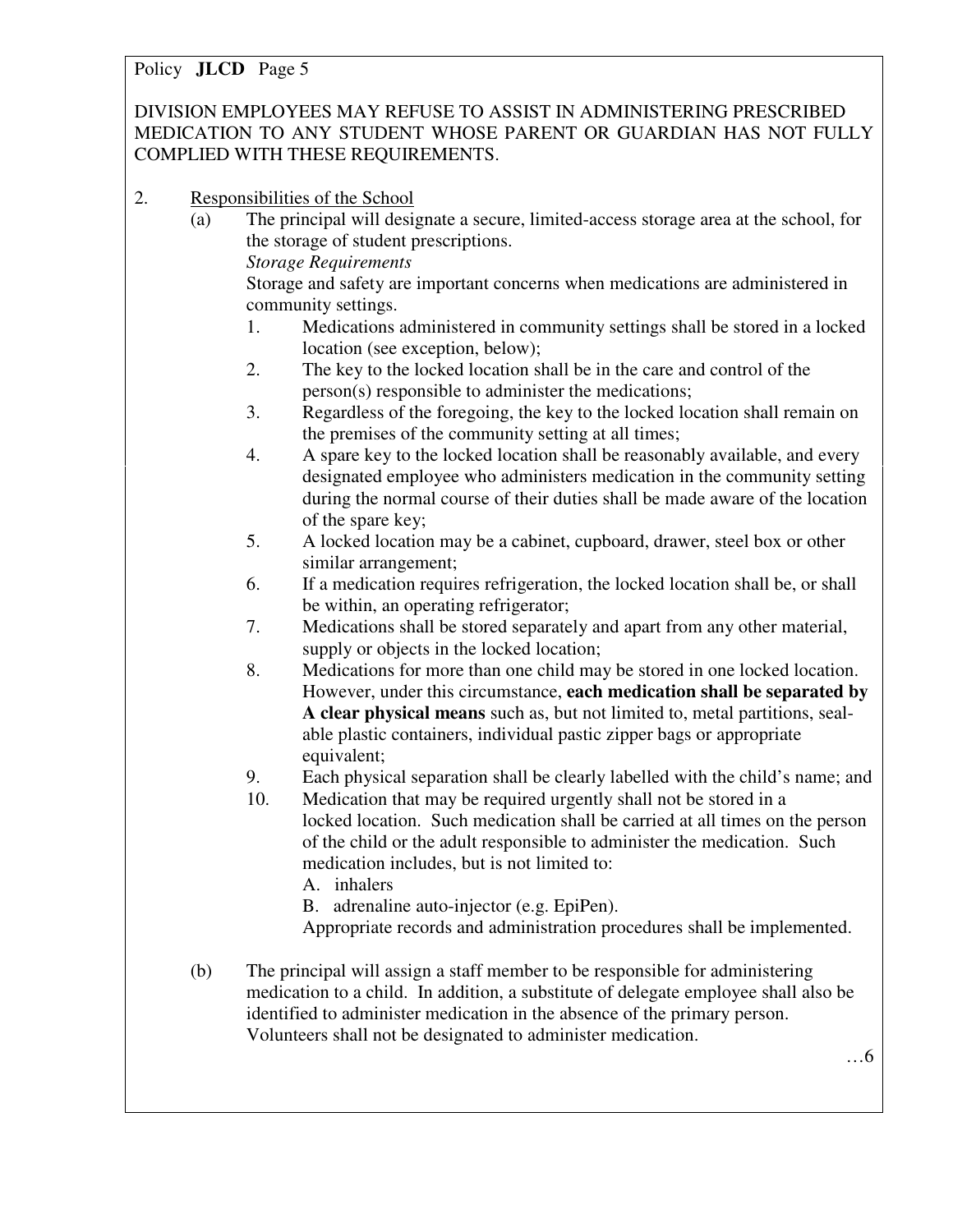DIVISION EMPLOYEES MAY REFUSE TO ASSIST IN ADMINISTERING PRESCRIBED MEDICATION TO ANY STUDENT WHOSE PARENT OR GUARDIAN HAS NOT FULLY COMPLIED WITH THESE REQUIREMENTS.

2. <u>Responsibilities of the School</u>

   (a) The principal will designate a secure, limited-access storage area at the school, for the storage of student prescriptions.

   *Storage Requirements*

   Storage and safety are important concerns when medications are administered in community settings.

   1. Medications administered in community settings shall be stored in a locked location (see exception, below);
   2. The key to the locked location shall be in the care and control of the person(s) responsible to administer the medications;
   3. Regardless of the foregoing, the key to the locked location shall remain on the premises of the community setting at all times;
   4. A spare key to the locked location shall be reasonably available, and every designated employee who administers medication in the community setting during the normal course of their duties shall be made aware of the location of the spare key;
   5. A locked location may be a cabinet, cupboard, drawer, steel box or other similar arrangement;
   6. If a medication requires refrigeration, the locked location shall be, or shall be within, an operating refrigerator;
   7. Medications shall be stored separately and apart from any other material, supply or objects in the locked location;
   8. Medications for more than one child may be stored in one locked location. However, under this circumstance, **each medication shall be separated by A clear physical means** such as, but not limited to, metal partitions, seal-able plastic containers, individual pastic zipper bags or appropriate equivalent;
   9. Each physical separation shall be clearly labelled with the child's name; and
   10. Medication that may be required urgently shall not be stored in a locked location. Such medication shall be carried at all times on the person of the child or the adult responsible to administer the medication. Such medication includes, but is not limited to:

       A. inhalers

       B. adrenaline auto-injector (e.g. EpiPen).

       Appropriate records and administration procedures shall be implemented.

   (b) The principal will assign a staff member to be responsible for administering medication to a child. In addition, a substitute of delegate employee shall also be identified to administer medication in the absence of the primary person. Volunteers shall not be designated to administer medication.

…6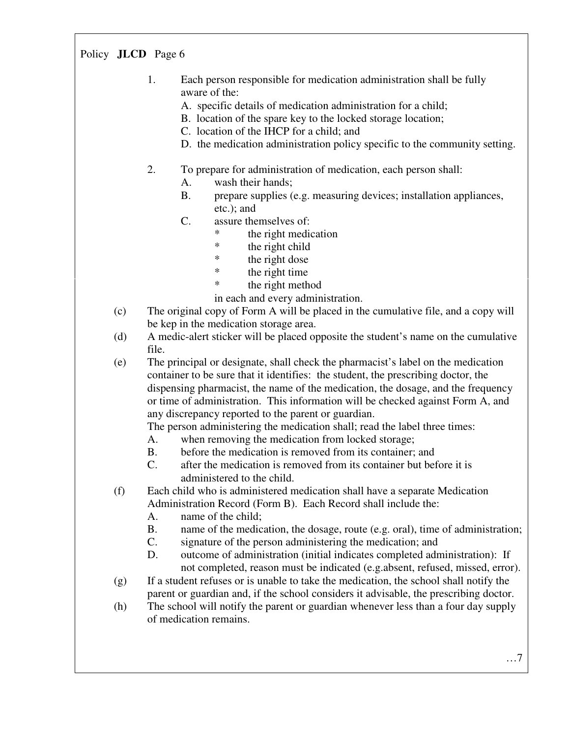1. Each person responsible for medication administration shall be fully aware of the:
   A. specific details of medication administration for a child;
   B. location of the spare key to the locked storage location;
   C. location of the IHCP for a child; and
   D. the medication administration policy specific to the community setting.

2. To prepare for administration of medication, each person shall:
   A. wash their hands;
   B. prepare supplies (e.g. measuring devices; installation appliances, etc.); and
   C. assure themselves of:
      * the right medication
      * the right child
      * the right dose
      * the right time
      * the right method

      in each and every administration.

(c) The original copy of Form A will be placed in the cumulative file, and a copy will be kep in the medication storage area.

(d) A medic-alert sticker will be placed opposite the student's name on the cumulative file.

(e) The principal or designate, shall check the pharmacist's label on the medication container to be sure that it identifies: the student, the prescribing doctor, the dispensing pharmacist, the name of the medication, the dosage, and the frequency or time of administration. This information will be checked against Form A, and any discrepancy reported to the parent or guardian.
    The person administering the medication shall; read the label three times:
    A. when removing the medication from locked storage;
    B. before the medication is removed from its container; and
    C. after the medication is removed from its container but before it is administered to the child.

(f) Each child who is administered medication shall have a separate Medication Administration Record (Form B). Each Record shall include the:
    A. name of the child;
    B. name of the medication, the dosage, route (e.g. oral), time of administration;
    C. signature of the person administering the medication; and
    D. outcome of administration (initial indicates completed administration): If not completed, reason must be indicated (e.g.absent, refused, missed, error).

(g) If a student refuses or is unable to take the medication, the school shall notify the parent or guardian and, if the school considers it advisable, the prescribing doctor.

(h) The school will notify the parent or guardian whenever less than a four day supply of medication remains.

…7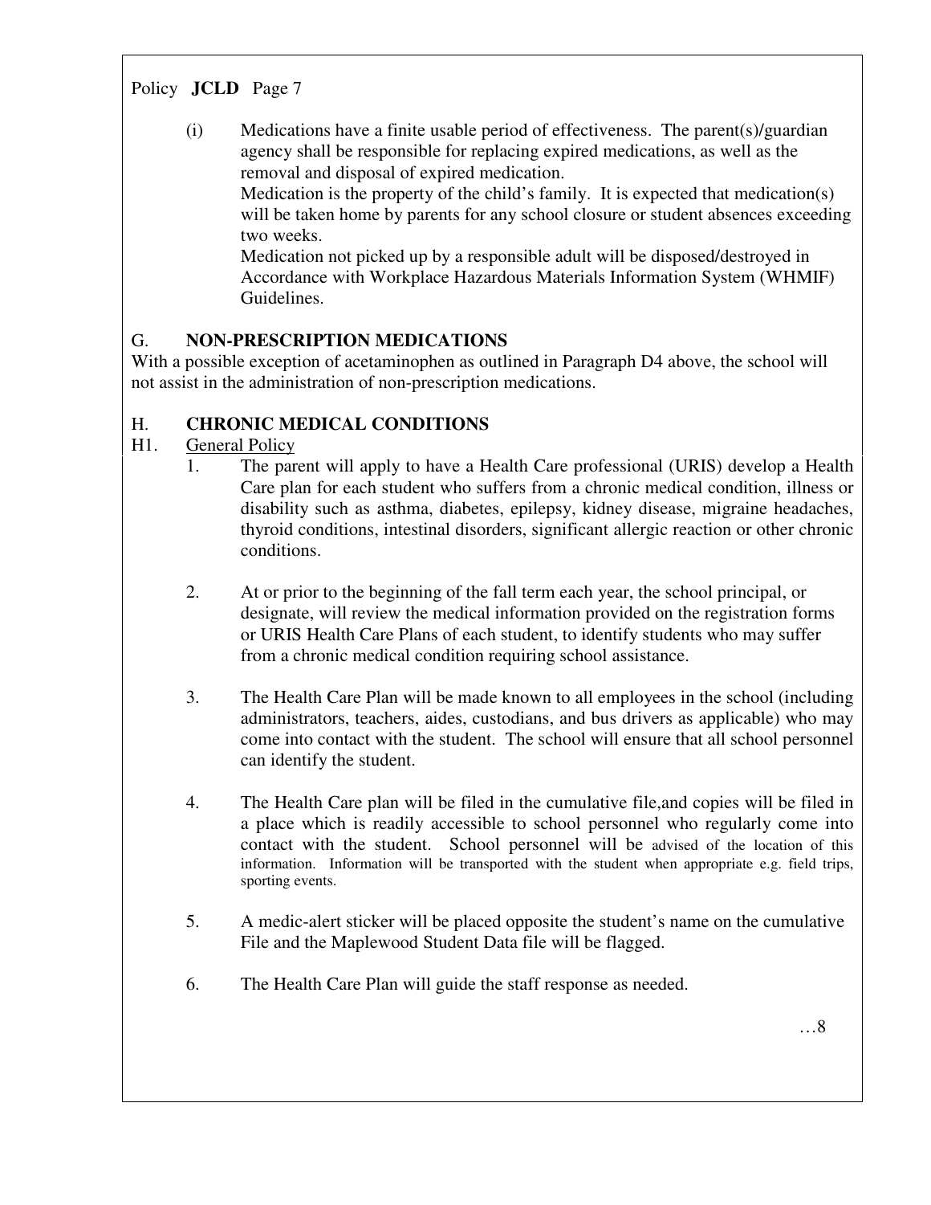(i) Medications have a finite usable period of effectiveness. The parent(s)/guardian agency shall be responsible for replacing expired medications, as well as the removal and disposal of expired medication.

Medication is the property of the child's family. It is expected that medication(s) will be taken home by parents for any school closure or student absences exceeding two weeks.

Medication not picked up by a responsible adult will be disposed/destroyed in Accordance with Workplace Hazardous Materials Information System (WHMIF) Guidelines.

## G. NON-PRESCRIPTION MEDICATIONS

With a possible exception of acetaminophen as outlined in Paragraph D4 above, the school will not assist in the administration of non-prescription medications.

## H. CHRONIC MEDICAL CONDITIONS

### H1. General Policy

1. The parent will apply to have a Health Care professional (URIS) develop a Health Care plan for each student who suffers from a chronic medical condition, illness or disability such as asthma, diabetes, epilepsy, kidney disease, migraine headaches, thyroid conditions, intestinal disorders, significant allergic reaction or other chronic conditions.

2. At or prior to the beginning of the fall term each year, the school principal, or designate, will review the medical information provided on the registration forms or URIS Health Care Plans of each student, to identify students who may suffer from a chronic medical condition requiring school assistance.

3. The Health Care Plan will be made known to all employees in the school (including administrators, teachers, aides, custodians, and bus drivers as applicable) who may come into contact with the student. The school will ensure that all school personnel can identify the student.

4. The Health Care plan will be filed in the cumulative file,and copies will be filed in a place which is readily accessible to school personnel who regularly come into contact with the student. School personnel will be advised of the location of this information. Information will be transported with the student when appropriate e.g. field trips, sporting events.

5. A medic-alert sticker will be placed opposite the student's name on the cumulative File and the Maplewood Student Data file will be flagged.

6. The Health Care Plan will guide the staff response as needed.

…8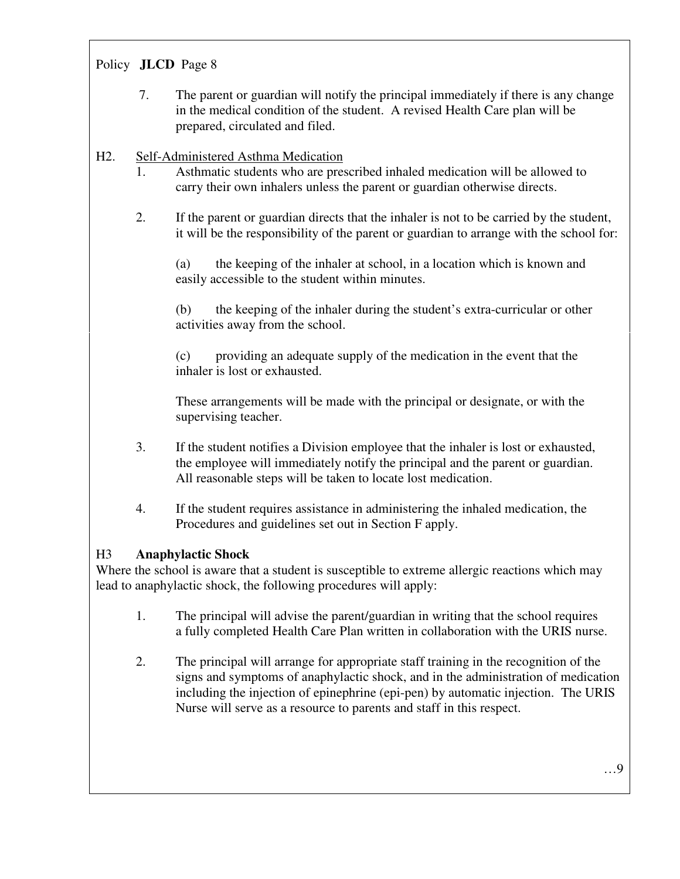7. The parent or guardian will notify the principal immediately if there is any change in the medical condition of the student. A revised Health Care plan will be prepared, circulated and filed.

H2. <u>Self-Administered Asthma Medication</u>

1. Asthmatic students who are prescribed inhaled medication will be allowed to carry their own inhalers unless the parent or guardian otherwise directs.

2. If the parent or guardian directs that the inhaler is not to be carried by the student, it will be the responsibility of the parent or guardian to arrange with the school for:

   (a) the keeping of the inhaler at school, in a location which is known and easily accessible to the student within minutes.

   (b) the keeping of the inhaler during the student's extra-curricular or other activities away from the school.

   (c) providing an adequate supply of the medication in the event that the inhaler is lost or exhausted.

   These arrangements will be made with the principal or designate, or with the supervising teacher.

3. If the student notifies a Division employee that the inhaler is lost or exhausted, the employee will immediately notify the principal and the parent or guardian. All reasonable steps will be taken to locate lost medication.

4. If the student requires assistance in administering the inhaled medication, the Procedures and guidelines set out in Section F apply.

H3 **Anaphylactic Shock**

Where the school is aware that a student is susceptible to extreme allergic reactions which may lead to anaphylactic shock, the following procedures will apply:

1. The principal will advise the parent/guardian in writing that the school requires a fully completed Health Care Plan written in collaboration with the URIS nurse.

2. The principal will arrange for appropriate staff training in the recognition of the signs and symptoms of anaphylactic shock, and in the administration of medication including the injection of epinephrine (epi-pen) by automatic injection. The URIS Nurse will serve as a resource to parents and staff in this respect.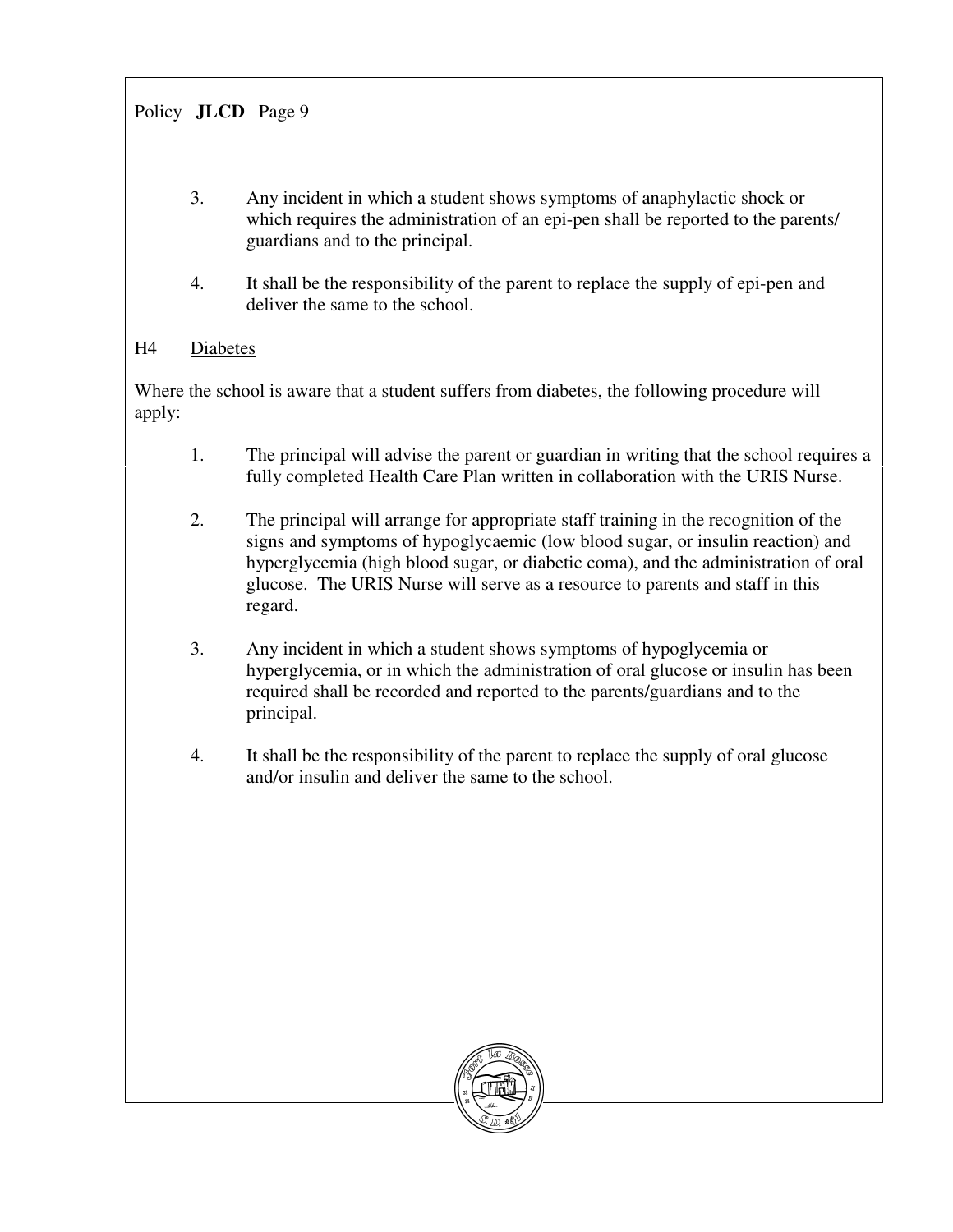3. Any incident in which a student shows symptoms of anaphylactic shock or which requires the administration of an epi-pen shall be reported to the parents/ guardians and to the principal.

4. It shall be the responsibility of the parent to replace the supply of epi-pen and deliver the same to the school.

H4 Diabetes

Where the school is aware that a student suffers from diabetes, the following procedure will apply:

1. The principal will advise the parent or guardian in writing that the school requires a fully completed Health Care Plan written in collaboration with the URIS Nurse.

2. The principal will arrange for appropriate staff training in the recognition of the signs and symptoms of hypoglycaemic (low blood sugar, or insulin reaction) and hyperglycemia (high blood sugar, or diabetic coma), and the administration of oral glucose. The URIS Nurse will serve as a resource to parents and staff in this regard.

3. Any incident in which a student shows symptoms of hypoglycemia or hyperglycemia, or in which the administration of oral glucose or insulin has been required shall be recorded and reported to the parents/guardians and to the principal.

4. It shall be the responsibility of the parent to replace the supply of oral glucose and/or insulin and deliver the same to the school.